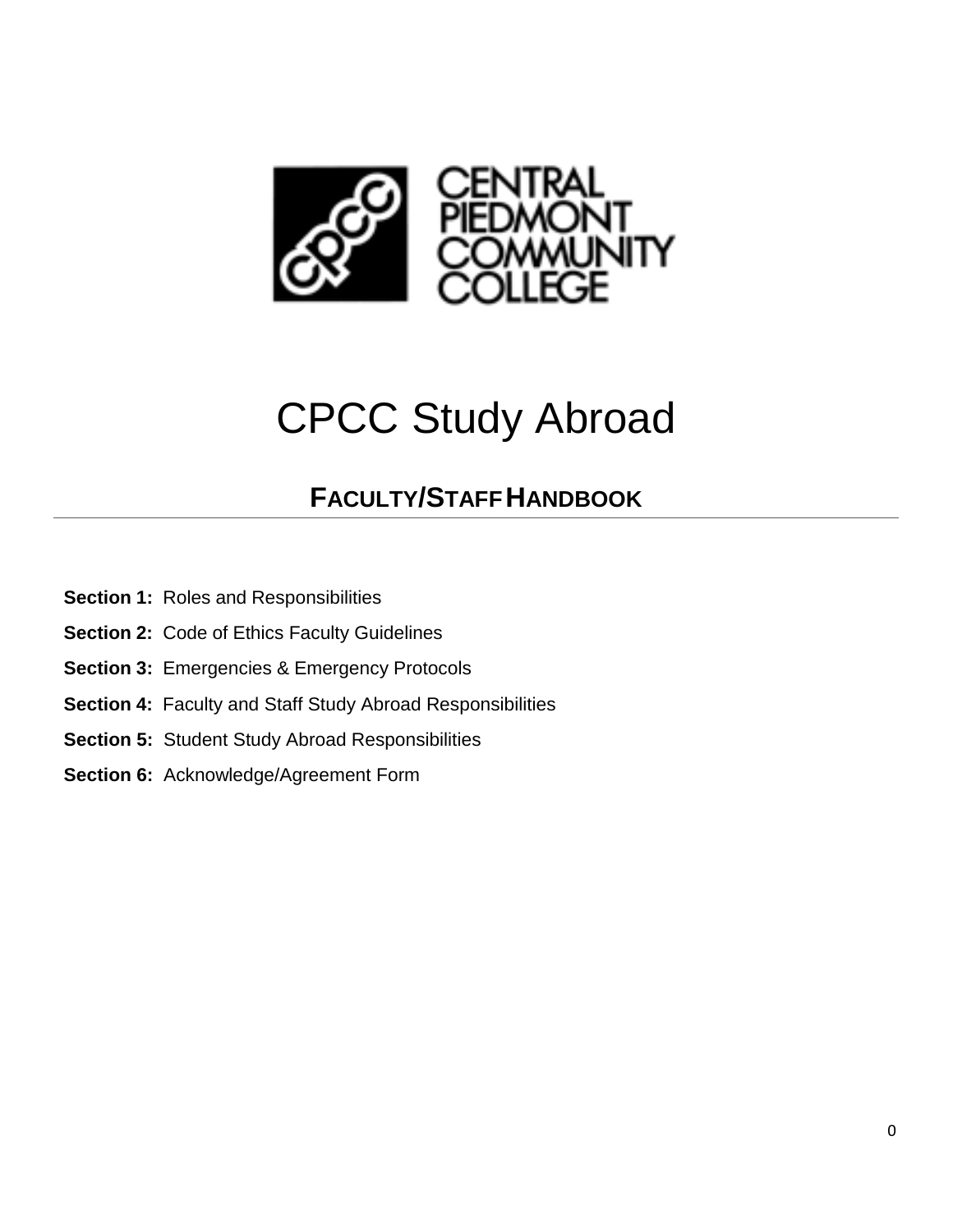CENTRAL PIEDMONT COMMUNITY COLLEGE

# CPCC Study Abroad

## FACULTY/STAFF HANDBOOK

---

**Section 1:** Roles and Responsibilities

**Section 2:** Code of Ethics Faculty Guidelines

**Section 3:** Emergencies & Emergency Protocols

**Section 4:** Faculty and Staff Study Abroad Responsibilities

**Section 5:** Student Study Abroad Responsibilities

**Section 6:** Acknowledge/Agreement Form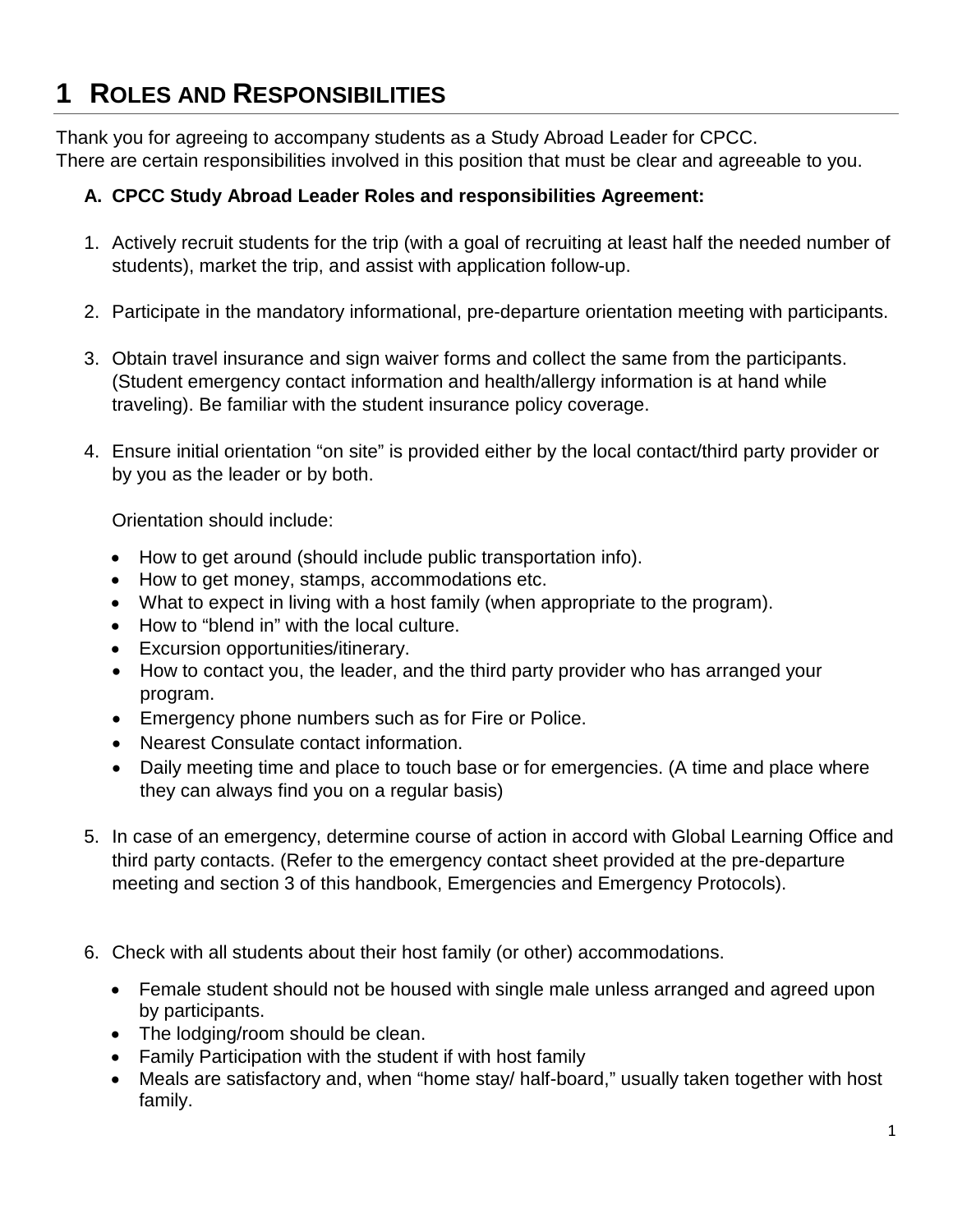# 1 ROLES AND RESPONSIBILITIES

Thank you for agreeing to accompany students as a Study Abroad Leader for CPCC.
There are certain responsibilities involved in this position that must be clear and agreeable to you.

**A. CPCC Study Abroad Leader Roles and responsibilities Agreement:**

1. Actively recruit students for the trip (with a goal of recruiting at least half the needed number of students), market the trip, and assist with application follow-up.

2. Participate in the mandatory informational, pre-departure orientation meeting with participants.

3. Obtain travel insurance and sign waiver forms and collect the same from the participants. (Student emergency contact information and health/allergy information is at hand while traveling). Be familiar with the student insurance policy coverage.

4. Ensure initial orientation "on site" is provided either by the local contact/third party provider or by you as the leader or by both.

   Orientation should include:

   - How to get around (should include public transportation info).
   - How to get money, stamps, accommodations etc.
   - What to expect in living with a host family (when appropriate to the program).
   - How to "blend in" with the local culture.
   - Excursion opportunities/itinerary.
   - How to contact you, the leader, and the third party provider who has arranged your program.
   - Emergency phone numbers such as for Fire or Police.
   - Nearest Consulate contact information.
   - Daily meeting time and place to touch base or for emergencies. (A time and place where they can always find you on a regular basis)

5. In case of an emergency, determine course of action in accord with Global Learning Office and third party contacts. (Refer to the emergency contact sheet provided at the pre-departure meeting and section 3 of this handbook, Emergencies and Emergency Protocols).

6. Check with all students about their host family (or other) accommodations.

   - Female student should not be housed with single male unless arranged and agreed upon by participants.
   - The lodging/room should be clean.
   - Family Participation with the student if with host family
   - Meals are satisfactory and, when "home stay/ half-board," usually taken together with host family.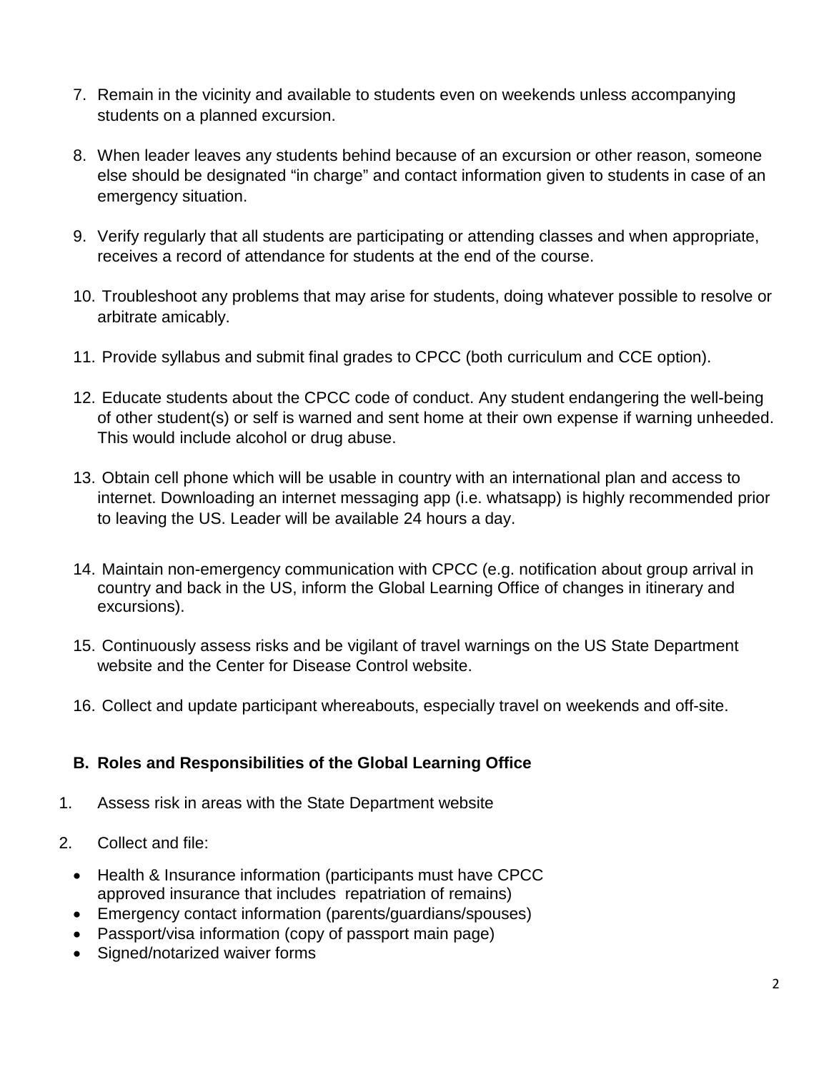7. Remain in the vicinity and available to students even on weekends unless accompanying students on a planned excursion.

8. When leader leaves any students behind because of an excursion or other reason, someone else should be designated "in charge" and contact information given to students in case of an emergency situation.

9. Verify regularly that all students are participating or attending classes and when appropriate, receives a record of attendance for students at the end of the course.

10. Troubleshoot any problems that may arise for students, doing whatever possible to resolve or arbitrate amicably.

11. Provide syllabus and submit final grades to CPCC (both curriculum and CCE option).

12. Educate students about the CPCC code of conduct. Any student endangering the well-being of other student(s) or self is warned and sent home at their own expense if warning unheeded. This would include alcohol or drug abuse.

13. Obtain cell phone which will be usable in country with an international plan and access to internet. Downloading an internet messaging app (i.e. whatsapp) is highly recommended prior to leaving the US. Leader will be available 24 hours a day.

14. Maintain non-emergency communication with CPCC (e.g. notification about group arrival in country and back in the US, inform the Global Learning Office of changes in itinerary and excursions).

15. Continuously assess risks and be vigilant of travel warnings on the US State Department website and the Center for Disease Control website.

16. Collect and update participant whereabouts, especially travel on weekends and off-site.

### B. Roles and Responsibilities of the Global Learning Office

1. Assess risk in areas with the State Department website

2. Collect and file:
   - Health & Insurance information (participants must have CPCC approved insurance that includes repatriation of remains)
   - Emergency contact information (parents/guardians/spouses)
   - Passport/visa information (copy of passport main page)
   - Signed/notarized waiver forms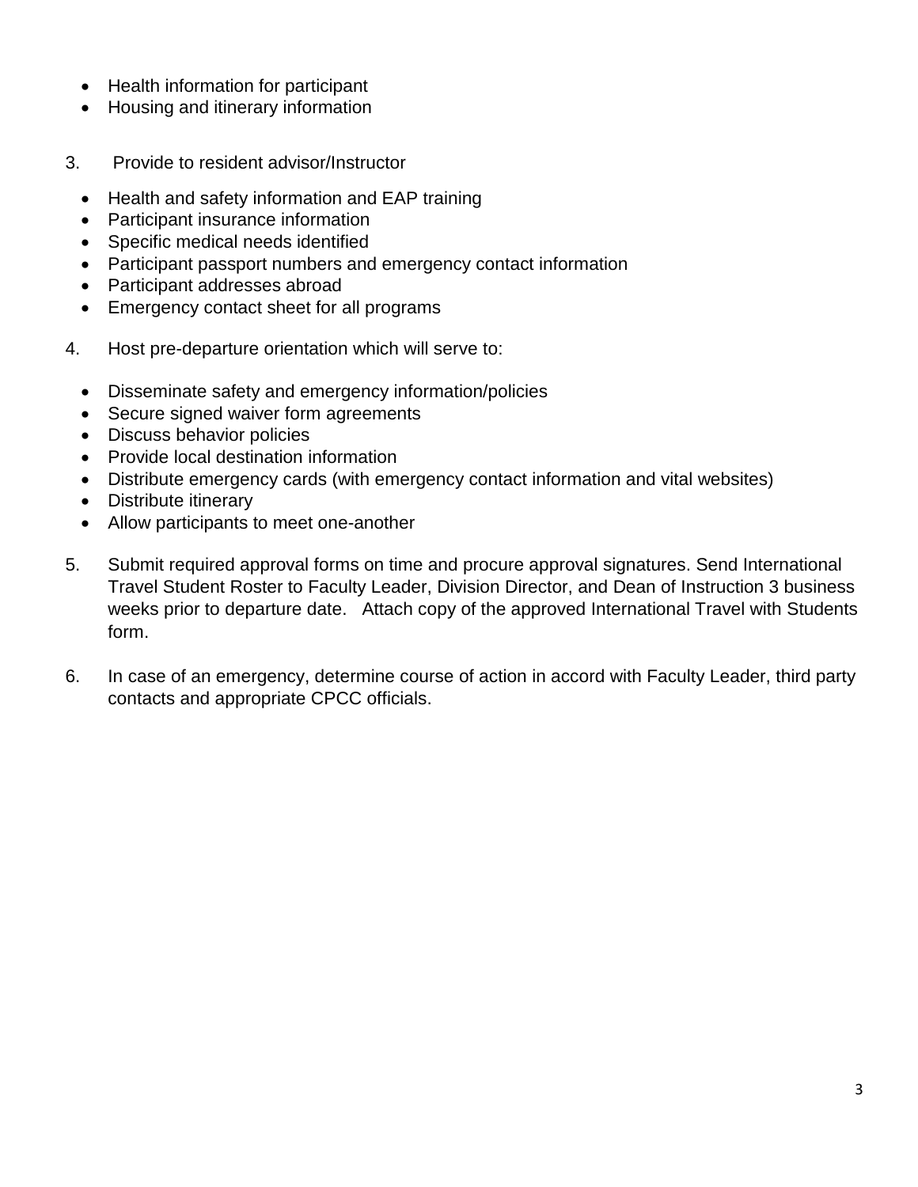- Health information for participant
- Housing and itinerary information

3. Provide to resident advisor/Instructor

    - Health and safety information and EAP training
    - Participant insurance information
    - Specific medical needs identified
    - Participant passport numbers and emergency contact information
    - Participant addresses abroad
    - Emergency contact sheet for all programs

4. Host pre-departure orientation which will serve to:

    - Disseminate safety and emergency information/policies
    - Secure signed waiver form agreements
    - Discuss behavior policies
    - Provide local destination information
    - Distribute emergency cards (with emergency contact information and vital websites)
    - Distribute itinerary
    - Allow participants to meet one-another

5. Submit required approval forms on time and procure approval signatures. Send International Travel Student Roster to Faculty Leader, Division Director, and Dean of Instruction 3 business weeks prior to departure date. Attach copy of the approved International Travel with Students form.

6. In case of an emergency, determine course of action in accord with Faculty Leader, third party contacts and appropriate CPCC officials.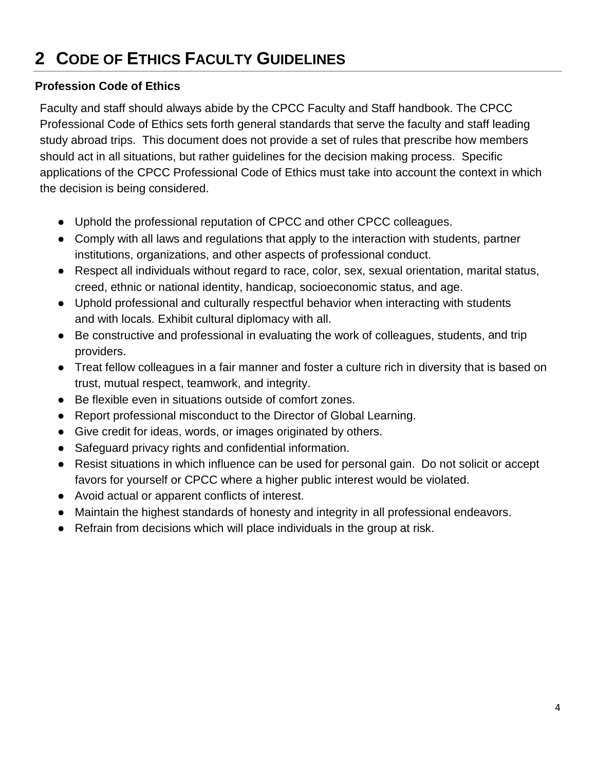# 2 CODE OF ETHICS FACULTY GUIDELINES

**Profession Code of Ethics**

Faculty and staff should always abide by the CPCC Faculty and Staff handbook. The CPCC Professional Code of Ethics sets forth general standards that serve the faculty and staff leading study abroad trips. This document does not provide a set of rules that prescribe how members should act in all situations, but rather guidelines for the decision making process. Specific applications of the CPCC Professional Code of Ethics must take into account the context in which the decision is being considered.

- Uphold the professional reputation of CPCC and other CPCC colleagues.
- Comply with all laws and regulations that apply to the interaction with students, partner institutions, organizations, and other aspects of professional conduct.
- Respect all individuals without regard to race, color, sex, sexual orientation, marital status, creed, ethnic or national identity, handicap, socioeconomic status, and age.
- Uphold professional and culturally respectful behavior when interacting with students and with locals. Exhibit cultural diplomacy with all.
- Be constructive and professional in evaluating the work of colleagues, students, and trip providers.
- Treat fellow colleagues in a fair manner and foster a culture rich in diversity that is based on trust, mutual respect, teamwork, and integrity.
- Be flexible even in situations outside of comfort zones.
- Report professional misconduct to the Director of Global Learning.
- Give credit for ideas, words, or images originated by others.
- Safeguard privacy rights and confidential information.
- Resist situations in which influence can be used for personal gain. Do not solicit or accept favors for yourself or CPCC where a higher public interest would be violated.
- Avoid actual or apparent conflicts of interest.
- Maintain the highest standards of honesty and integrity in all professional endeavors.
- Refrain from decisions which will place individuals in the group at risk.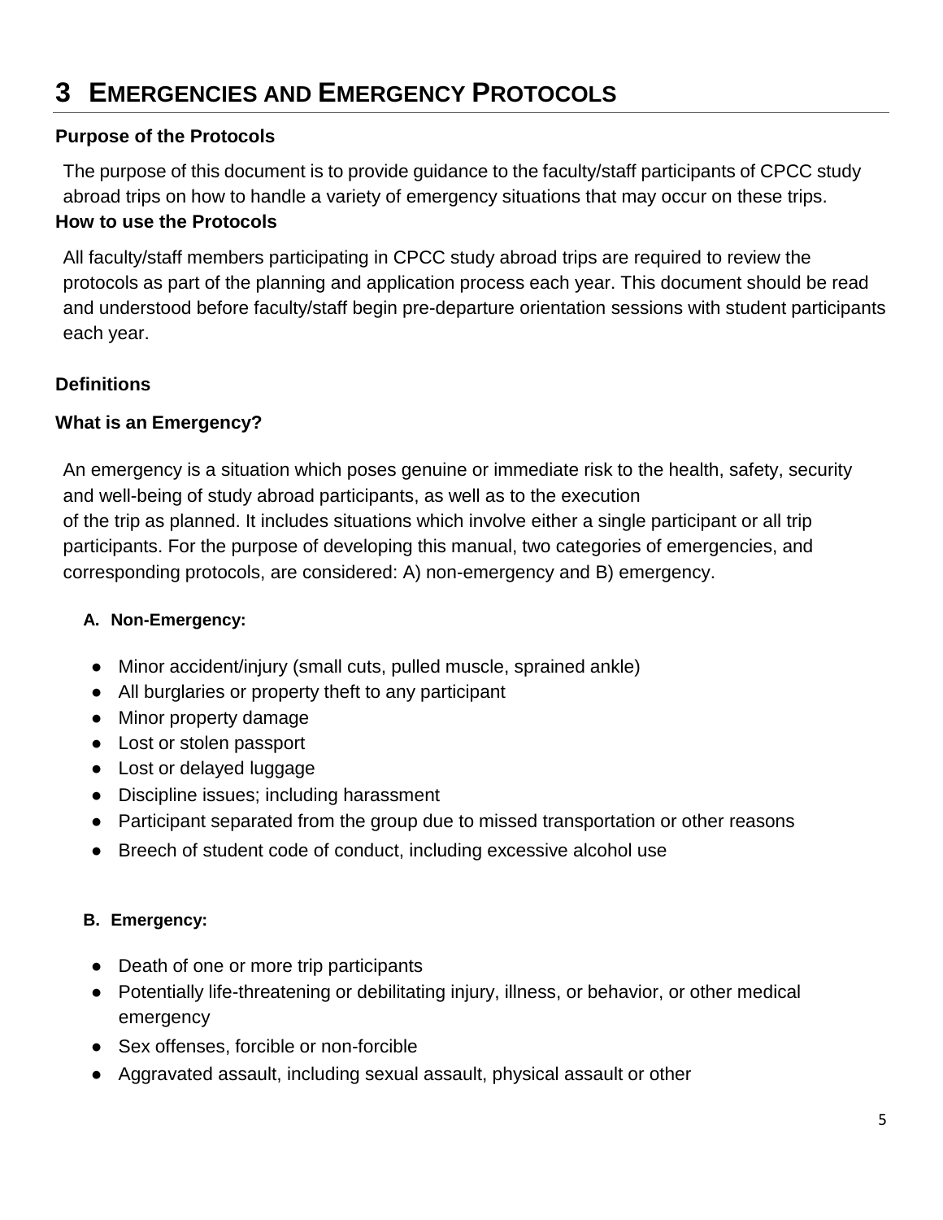# 3 EMERGENCIES AND EMERGENCY PROTOCOLS

**Purpose of the Protocols**

The purpose of this document is to provide guidance to the faculty/staff participants of CPCC study abroad trips on how to handle a variety of emergency situations that may occur on these trips.

**How to use the Protocols**

All faculty/staff members participating in CPCC study abroad trips are required to review the protocols as part of the planning and application process each year. This document should be read and understood before faculty/staff begin pre-departure orientation sessions with student participants each year.

**Definitions**

**What is an Emergency?**

An emergency is a situation which poses genuine or immediate risk to the health, safety, security and well-being of study abroad participants, as well as to the execution of the trip as planned. It includes situations which involve either a single participant or all trip participants. For the purpose of developing this manual, two categories of emergencies, and corresponding protocols, are considered: A) non-emergency and B) emergency.

**A. Non-Emergency:**

- Minor accident/injury (small cuts, pulled muscle, sprained ankle)
- All burglaries or property theft to any participant
- Minor property damage
- Lost or stolen passport
- Lost or delayed luggage
- Discipline issues; including harassment
- Participant separated from the group due to missed transportation or other reasons
- Breech of student code of conduct, including excessive alcohol use

**B. Emergency:**

- Death of one or more trip participants
- Potentially life-threatening or debilitating injury, illness, or behavior, or other medical emergency
- Sex offenses, forcible or non-forcible
- Aggravated assault, including sexual assault, physical assault or other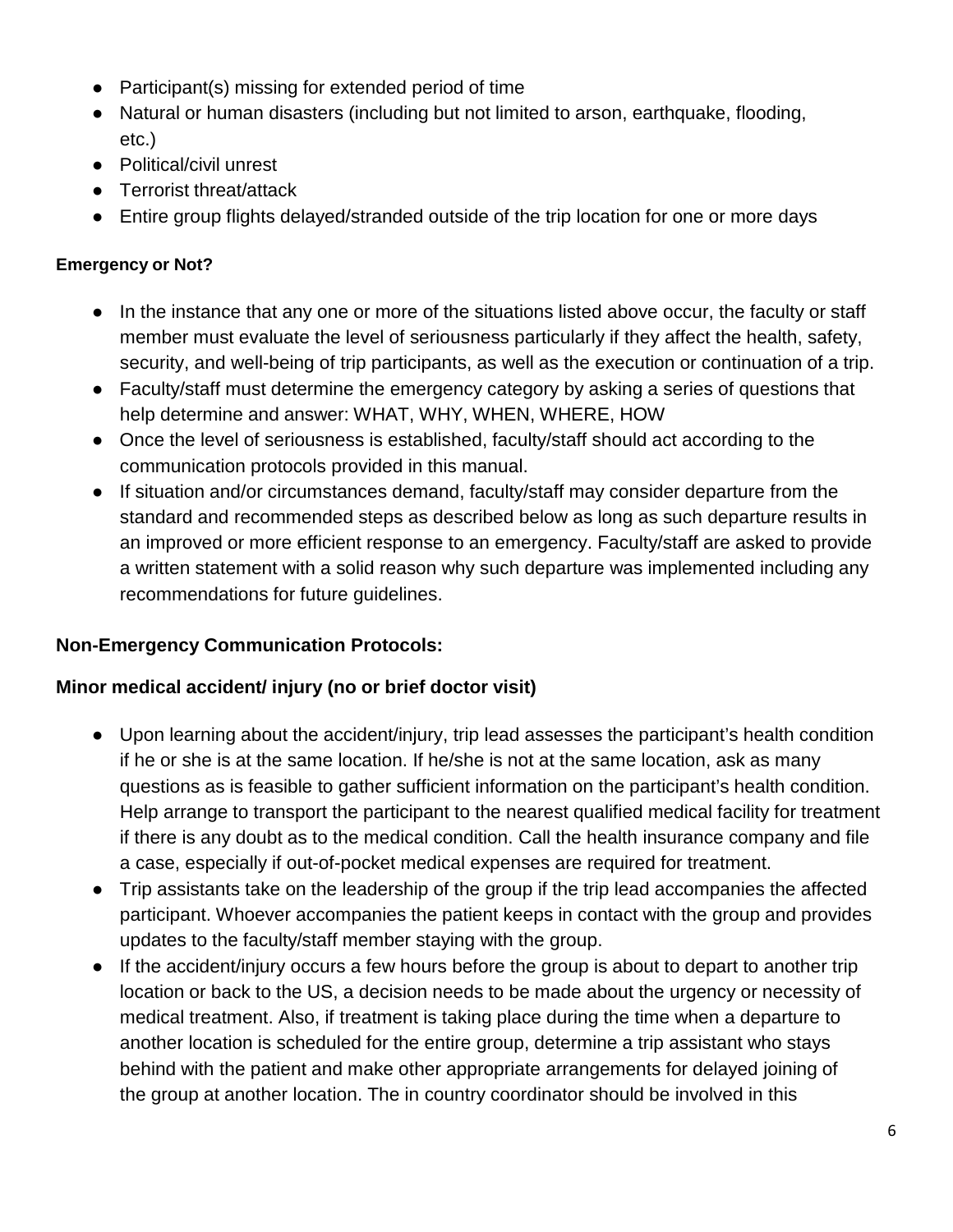- Participant(s) missing for extended period of time
- Natural or human disasters (including but not limited to arson, earthquake, flooding, etc.)
- Political/civil unrest
- Terrorist threat/attack
- Entire group flights delayed/stranded outside of the trip location for one or more days

**Emergency or Not?**

- In the instance that any one or more of the situations listed above occur, the faculty or staff member must evaluate the level of seriousness particularly if they affect the health, safety, security, and well-being of trip participants, as well as the execution or continuation of a trip.
- Faculty/staff must determine the emergency category by asking a series of questions that help determine and answer: WHAT, WHY, WHEN, WHERE, HOW
- Once the level of seriousness is established, faculty/staff should act according to the communication protocols provided in this manual.
- If situation and/or circumstances demand, faculty/staff may consider departure from the standard and recommended steps as described below as long as such departure results in an improved or more efficient response to an emergency. Faculty/staff are asked to provide a written statement with a solid reason why such departure was implemented including any recommendations for future guidelines.

**Non-Emergency Communication Protocols:**

**Minor medical accident/ injury (no or brief doctor visit)**

- Upon learning about the accident/injury, trip lead assesses the participant's health condition if he or she is at the same location. If he/she is not at the same location, ask as many questions as is feasible to gather sufficient information on the participant's health condition. Help arrange to transport the participant to the nearest qualified medical facility for treatment if there is any doubt as to the medical condition. Call the health insurance company and file a case, especially if out-of-pocket medical expenses are required for treatment.
- Trip assistants take on the leadership of the group if the trip lead accompanies the affected participant. Whoever accompanies the patient keeps in contact with the group and provides updates to the faculty/staff member staying with the group.
- If the accident/injury occurs a few hours before the group is about to depart to another trip location or back to the US, a decision needs to be made about the urgency or necessity of medical treatment. Also, if treatment is taking place during the time when a departure to another location is scheduled for the entire group, determine a trip assistant who stays behind with the patient and make other appropriate arrangements for delayed joining of the group at another location. The in country coordinator should be involved in this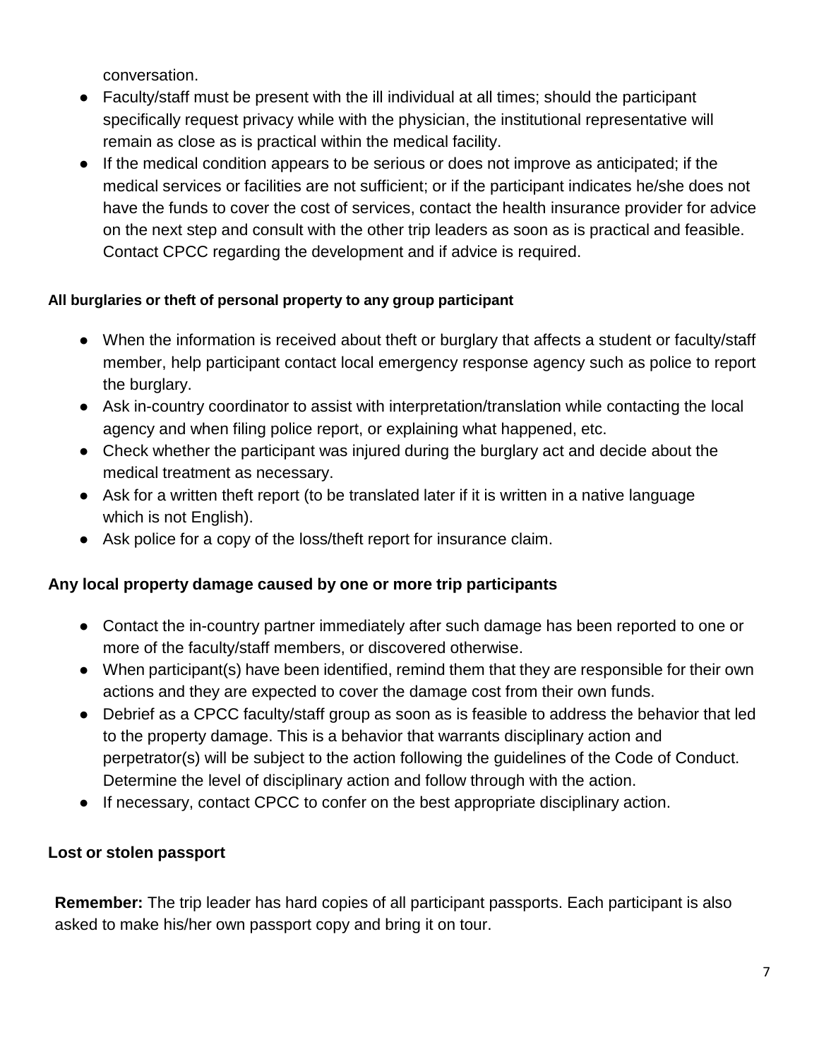conversation.

- Faculty/staff must be present with the ill individual at all times; should the participant specifically request privacy while with the physician, the institutional representative will remain as close as is practical within the medical facility.
- If the medical condition appears to be serious or does not improve as anticipated; if the medical services or facilities are not sufficient; or if the participant indicates he/she does not have the funds to cover the cost of services, contact the health insurance provider for advice on the next step and consult with the other trip leaders as soon as is practical and feasible. Contact CPCC regarding the development and if advice is required.

**All burglaries or theft of personal property to any group participant**

- When the information is received about theft or burglary that affects a student or faculty/staff member, help participant contact local emergency response agency such as police to report the burglary.
- Ask in-country coordinator to assist with interpretation/translation while contacting the local agency and when filing police report, or explaining what happened, etc.
- Check whether the participant was injured during the burglary act and decide about the medical treatment as necessary.
- Ask for a written theft report (to be translated later if it is written in a native language which is not English).
- Ask police for a copy of the loss/theft report for insurance claim.

**Any local property damage caused by one or more trip participants**

- Contact the in-country partner immediately after such damage has been reported to one or more of the faculty/staff members, or discovered otherwise.
- When participant(s) have been identified, remind them that they are responsible for their own actions and they are expected to cover the damage cost from their own funds.
- Debrief as a CPCC faculty/staff group as soon as is feasible to address the behavior that led to the property damage. This is a behavior that warrants disciplinary action and perpetrator(s) will be subject to the action following the guidelines of the Code of Conduct. Determine the level of disciplinary action and follow through with the action.
- If necessary, contact CPCC to confer on the best appropriate disciplinary action.

**Lost or stolen passport**

**Remember:** The trip leader has hard copies of all participant passports. Each participant is also asked to make his/her own passport copy and bring it on tour.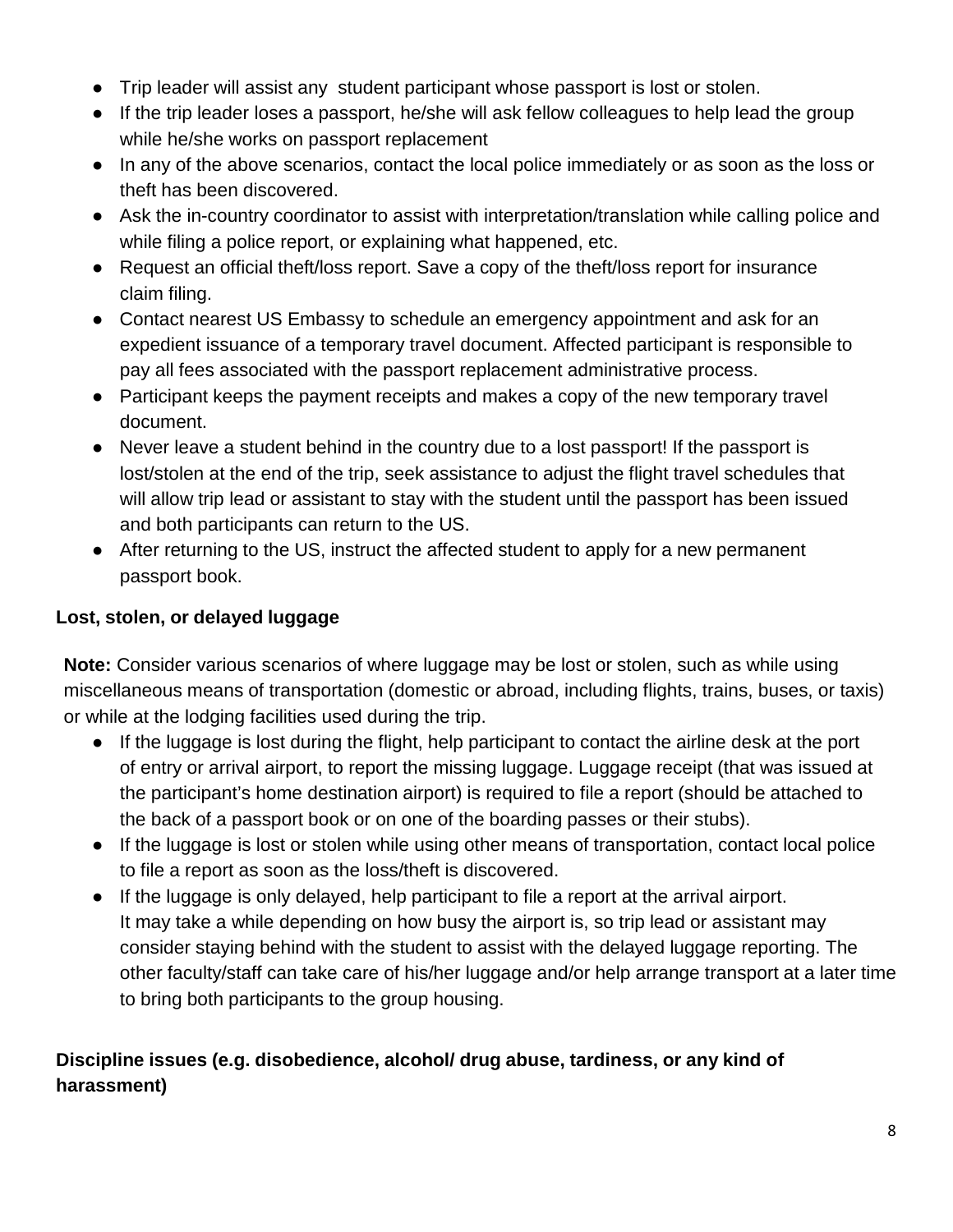- Trip leader will assist any student participant whose passport is lost or stolen.
- If the trip leader loses a passport, he/she will ask fellow colleagues to help lead the group while he/she works on passport replacement
- In any of the above scenarios, contact the local police immediately or as soon as the loss or theft has been discovered.
- Ask the in-country coordinator to assist with interpretation/translation while calling police and while filing a police report, or explaining what happened, etc.
- Request an official theft/loss report. Save a copy of the theft/loss report for insurance claim filing.
- Contact nearest US Embassy to schedule an emergency appointment and ask for an expedient issuance of a temporary travel document. Affected participant is responsible to pay all fees associated with the passport replacement administrative process.
- Participant keeps the payment receipts and makes a copy of the new temporary travel document.
- Never leave a student behind in the country due to a lost passport! If the passport is lost/stolen at the end of the trip, seek assistance to adjust the flight travel schedules that will allow trip lead or assistant to stay with the student until the passport has been issued and both participants can return to the US.
- After returning to the US, instruct the affected student to apply for a new permanent passport book.

**Lost, stolen, or delayed luggage**

**Note:** Consider various scenarios of where luggage may be lost or stolen, such as while using miscellaneous means of transportation (domestic or abroad, including flights, trains, buses, or taxis) or while at the lodging facilities used during the trip.

- If the luggage is lost during the flight, help participant to contact the airline desk at the port of entry or arrival airport, to report the missing luggage. Luggage receipt (that was issued at the participant's home destination airport) is required to file a report (should be attached to the back of a passport book or on one of the boarding passes or their stubs).
- If the luggage is lost or stolen while using other means of transportation, contact local police to file a report as soon as the loss/theft is discovered.
- If the luggage is only delayed, help participant to file a report at the arrival airport. It may take a while depending on how busy the airport is, so trip lead or assistant may consider staying behind with the student to assist with the delayed luggage reporting. The other faculty/staff can take care of his/her luggage and/or help arrange transport at a later time to bring both participants to the group housing.

**Discipline issues (e.g. disobedience, alcohol/ drug abuse, tardiness, or any kind of harassment)**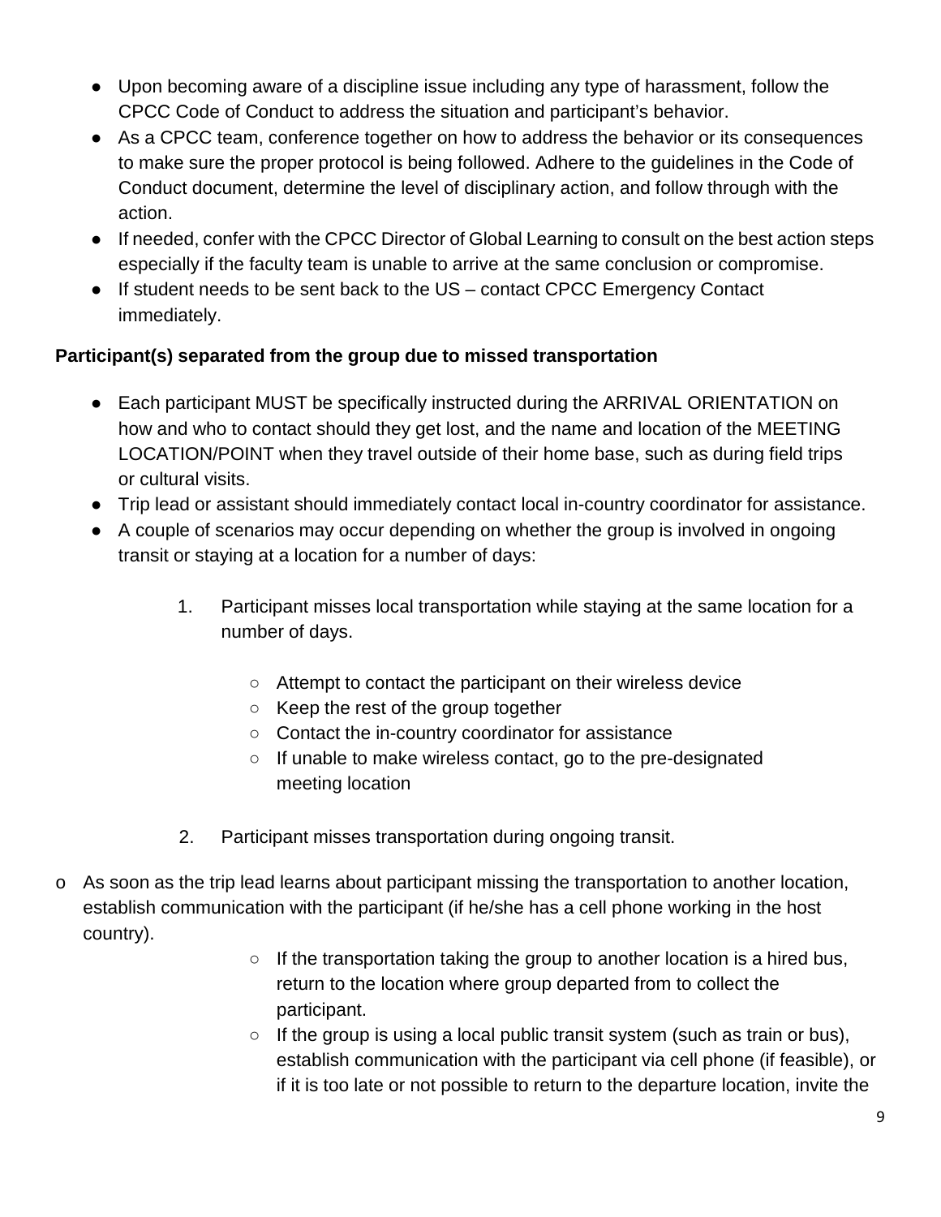- Upon becoming aware of a discipline issue including any type of harassment, follow the CPCC Code of Conduct to address the situation and participant's behavior.
- As a CPCC team, conference together on how to address the behavior or its consequences to make sure the proper protocol is being followed. Adhere to the guidelines in the Code of Conduct document, determine the level of disciplinary action, and follow through with the action.
- If needed, confer with the CPCC Director of Global Learning to consult on the best action steps especially if the faculty team is unable to arrive at the same conclusion or compromise.
- If student needs to be sent back to the US – contact CPCC Emergency Contact immediately.

**Participant(s) separated from the group due to missed transportation**

- Each participant MUST be specifically instructed during the ARRIVAL ORIENTATION on how and who to contact should they get lost, and the name and location of the MEETING LOCATION/POINT when they travel outside of their home base, such as during field trips or cultural visits.
- Trip lead or assistant should immediately contact local in-country coordinator for assistance.
- A couple of scenarios may occur depending on whether the group is involved in ongoing transit or staying at a location for a number of days:

    1. Participant misses local transportation while staying at the same location for a number of days.

        - Attempt to contact the participant on their wireless device
        - Keep the rest of the group together
        - Contact the in-country coordinator for assistance
        - If unable to make wireless contact, go to the pre-designated meeting location

    2. Participant misses transportation during ongoing transit.

- As soon as the trip lead learns about participant missing the transportation to another location, establish communication with the participant (if he/she has a cell phone working in the host country).
    - If the transportation taking the group to another location is a hired bus, return to the location where group departed from to collect the participant.
    - If the group is using a local public transit system (such as train or bus), establish communication with the participant via cell phone (if feasible), or if it is too late or not possible to return to the departure location, invite the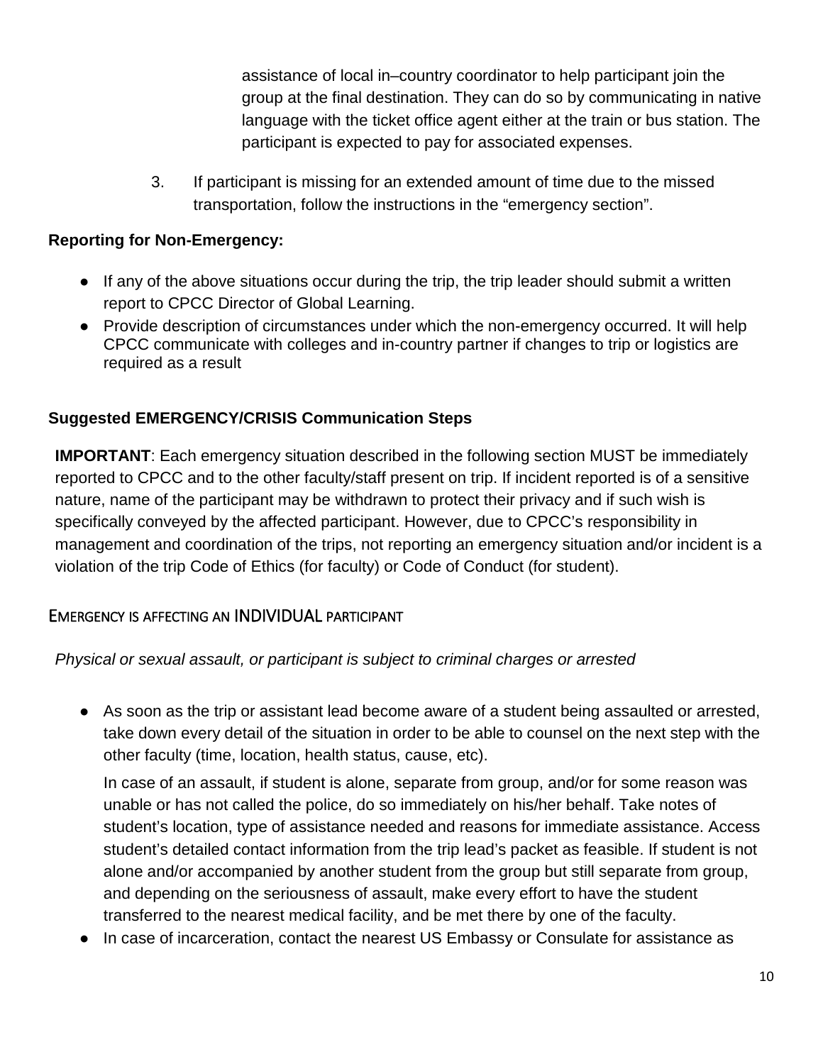assistance of local in–country coordinator to help participant join the group at the final destination. They can do so by communicating in native language with the ticket office agent either at the train or bus station. The participant is expected to pay for associated expenses.

3. If participant is missing for an extended amount of time due to the missed transportation, follow the instructions in the “emergency section”.

**Reporting for Non-Emergency:**

- If any of the above situations occur during the trip, the trip leader should submit a written report to CPCC Director of Global Learning.
- Provide description of circumstances under which the non-emergency occurred. It will help CPCC communicate with colleges and in-country partner if changes to trip or logistics are required as a result

**Suggested EMERGENCY/CRISIS Communication Steps**

**IMPORTANT**: Each emergency situation described in the following section MUST be immediately reported to CPCC and to the other faculty/staff present on trip. If incident reported is of a sensitive nature, name of the participant may be withdrawn to protect their privacy and if such wish is specifically conveyed by the affected participant. However, due to CPCC’s responsibility in management and coordination of the trips, not reporting an emergency situation and/or incident is a violation of the trip Code of Ethics (for faculty) or Code of Conduct (for student).

## EMERGENCY IS AFFECTING AN INDIVIDUAL PARTICIPANT

*Physical or sexual assault, or participant is subject to criminal charges or arrested*

- As soon as the trip or assistant lead become aware of a student being assaulted or arrested, take down every detail of the situation in order to be able to counsel on the next step with the other faculty (time, location, health status, cause, etc).

  In case of an assault, if student is alone, separate from group, and/or for some reason was unable or has not called the police, do so immediately on his/her behalf. Take notes of student’s location, type of assistance needed and reasons for immediate assistance. Access student’s detailed contact information from the trip lead’s packet as feasible. If student is not alone and/or accompanied by another student from the group but still separate from group, and depending on the seriousness of assault, make every effort to have the student transferred to the nearest medical facility, and be met there by one of the faculty.
- In case of incarceration, contact the nearest US Embassy or Consulate for assistance as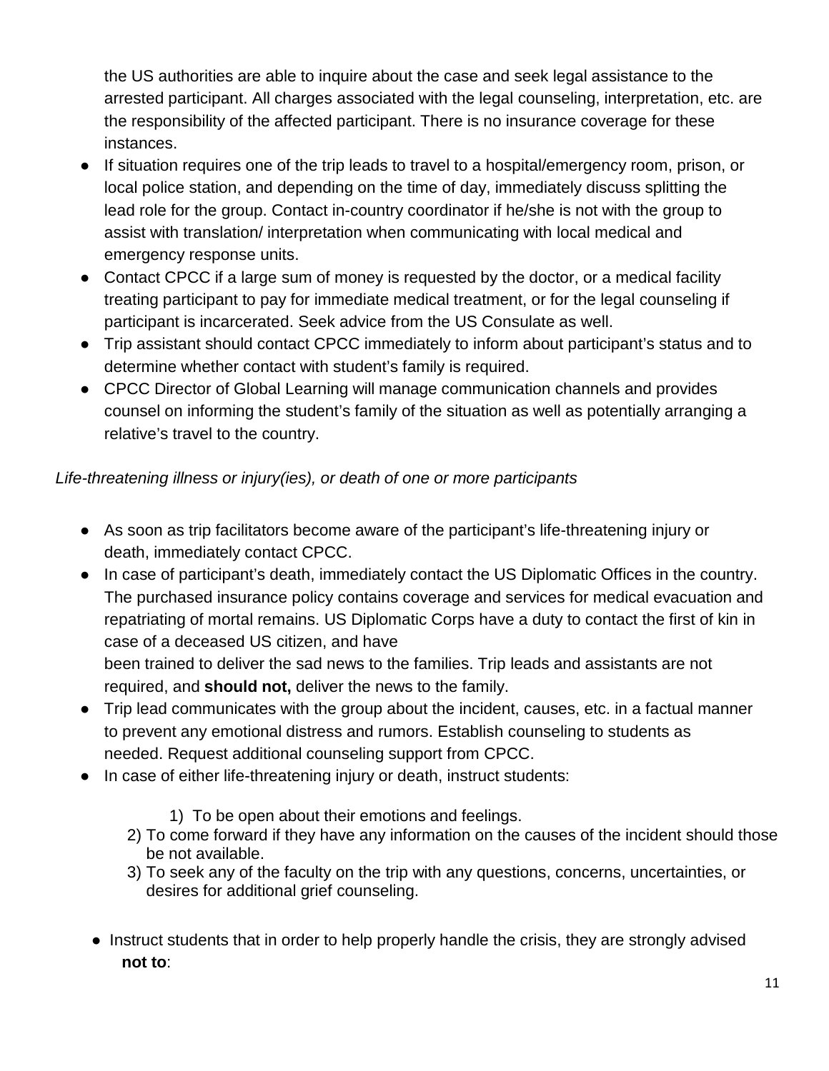the US authorities are able to inquire about the case and seek legal assistance to the arrested participant. All charges associated with the legal counseling, interpretation, etc. are the responsibility of the affected participant. There is no insurance coverage for these instances.

- If situation requires one of the trip leads to travel to a hospital/emergency room, prison, or local police station, and depending on the time of day, immediately discuss splitting the lead role for the group. Contact in-country coordinator if he/she is not with the group to assist with translation/ interpretation when communicating with local medical and emergency response units.
- Contact CPCC if a large sum of money is requested by the doctor, or a medical facility treating participant to pay for immediate medical treatment, or for the legal counseling if participant is incarcerated. Seek advice from the US Consulate as well.
- Trip assistant should contact CPCC immediately to inform about participant's status and to determine whether contact with student's family is required.
- CPCC Director of Global Learning will manage communication channels and provides counsel on informing the student's family of the situation as well as potentially arranging a relative's travel to the country.

*Life-threatening illness or injury(ies), or death of one or more participants*

- As soon as trip facilitators become aware of the participant's life-threatening injury or death, immediately contact CPCC.
- In case of participant's death, immediately contact the US Diplomatic Offices in the country. The purchased insurance policy contains coverage and services for medical evacuation and repatriating of mortal remains. US Diplomatic Corps have a duty to contact the first of kin in case of a deceased US citizen, and have been trained to deliver the sad news to the families. Trip leads and assistants are not required, and **should not,** deliver the news to the family.
- Trip lead communicates with the group about the incident, causes, etc. in a factual manner to prevent any emotional distress and rumors. Establish counseling to students as needed. Request additional counseling support from CPCC.
- In case of either life-threatening injury or death, instruct students:
  1) To be open about their emotions and feelings.
  2) To come forward if they have any information on the causes of the incident should those be not available.
  3) To seek any of the faculty on the trip with any questions, concerns, uncertainties, or desires for additional grief counseling.
- Instruct students that in order to help properly handle the crisis, they are strongly advised **not to**: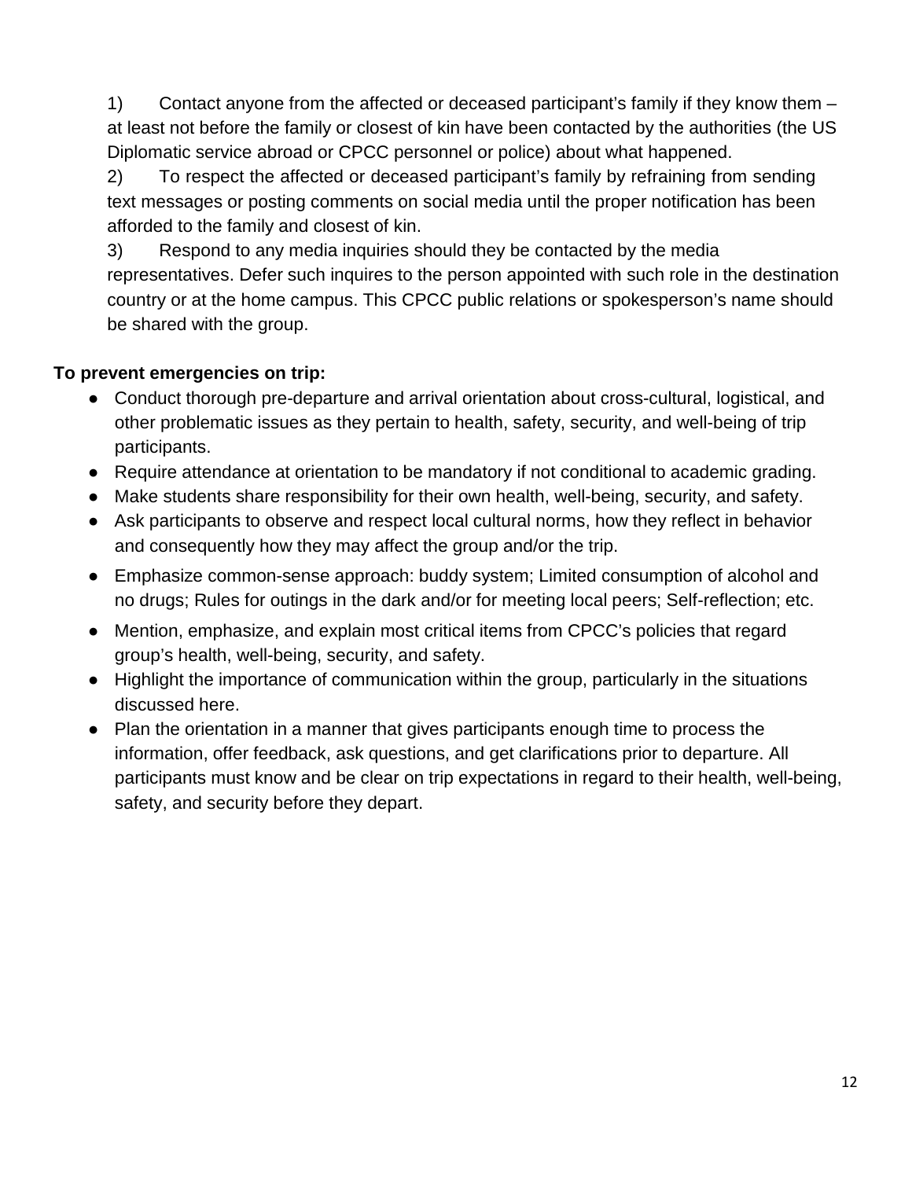1) Contact anyone from the affected or deceased participant's family if they know them – at least not before the family or closest of kin have been contacted by the authorities (the US Diplomatic service abroad or CPCC personnel or police) about what happened.
2) To respect the affected or deceased participant's family by refraining from sending text messages or posting comments on social media until the proper notification has been afforded to the family and closest of kin.
3) Respond to any media inquiries should they be contacted by the media representatives. Defer such inquires to the person appointed with such role in the destination country or at the home campus. This CPCC public relations or spokesperson's name should be shared with the group.

**To prevent emergencies on trip:**

- Conduct thorough pre-departure and arrival orientation about cross-cultural, logistical, and other problematic issues as they pertain to health, safety, security, and well-being of trip participants.
- Require attendance at orientation to be mandatory if not conditional to academic grading.
- Make students share responsibility for their own health, well-being, security, and safety.
- Ask participants to observe and respect local cultural norms, how they reflect in behavior and consequently how they may affect the group and/or the trip.
- Emphasize common-sense approach: buddy system; Limited consumption of alcohol and no drugs; Rules for outings in the dark and/or for meeting local peers; Self-reflection; etc.
- Mention, emphasize, and explain most critical items from CPCC's policies that regard group's health, well-being, security, and safety.
- Highlight the importance of communication within the group, particularly in the situations discussed here.
- Plan the orientation in a manner that gives participants enough time to process the information, offer feedback, ask questions, and get clarifications prior to departure. All participants must know and be clear on trip expectations in regard to their health, well-being, safety, and security before they depart.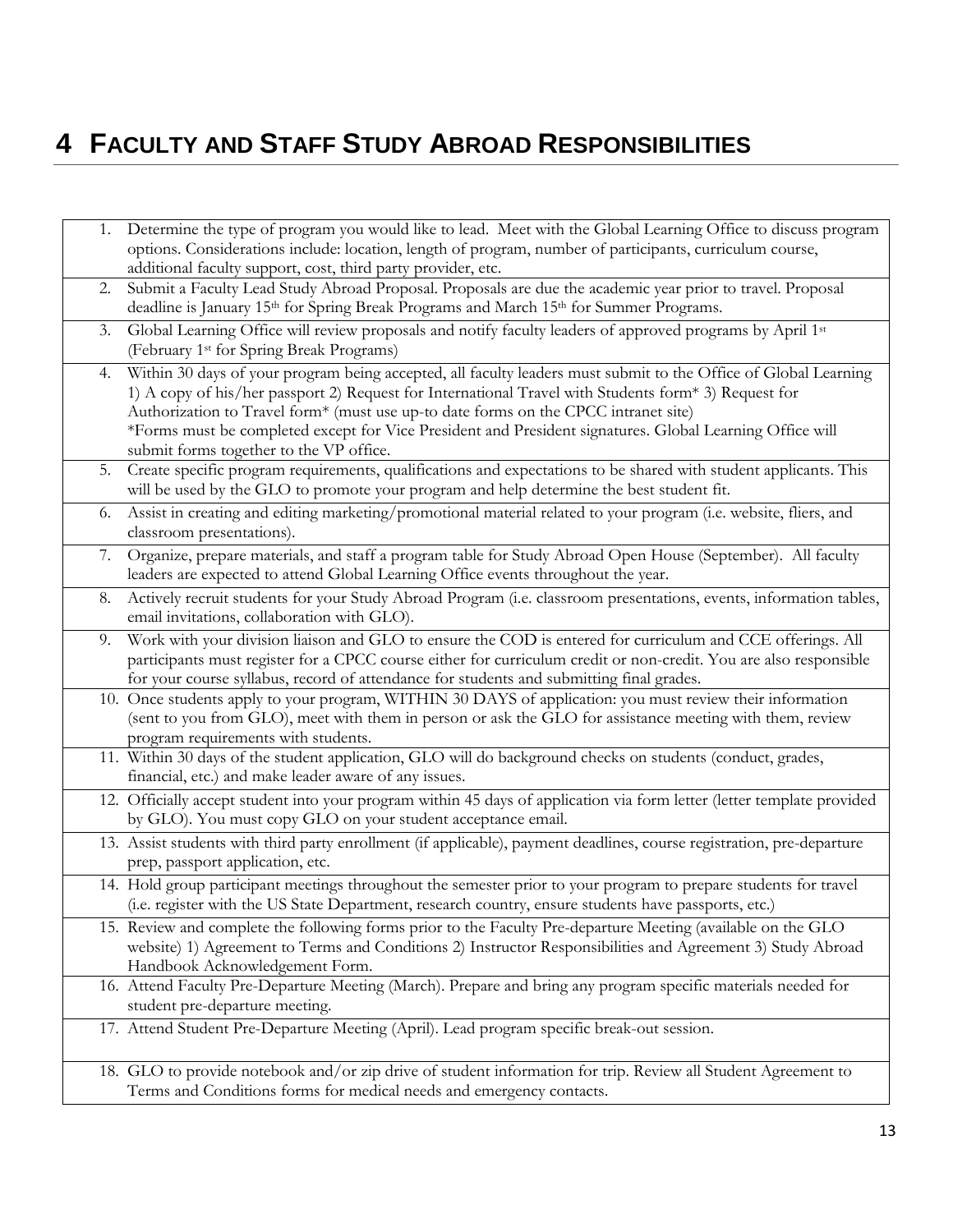# 4 Faculty and Staff Study Abroad Responsibilities

| | |
|---|---|
| 1. | Determine the type of program you would like to lead. Meet with the Global Learning Office to discuss program options. Considerations include: location, length of program, number of participants, curriculum course, additional faculty support, cost, third party provider, etc. |
| 2. | Submit a Faculty Lead Study Abroad Proposal. Proposals are due the academic year prior to travel. Proposal deadline is January 15th for Spring Break Programs and March 15th for Summer Programs. |
| 3. | Global Learning Office will review proposals and notify faculty leaders of approved programs by April 1st (February 1st for Spring Break Programs) |
| 4. | Within 30 days of your program being accepted, all faculty leaders must submit to the Office of Global Learning 1) A copy of his/her passport 2) Request for International Travel with Students form* 3) Request for Authorization to Travel form* (must use up-to date forms on the CPCC intranet site) *Forms must be completed except for Vice President and President signatures. Global Learning Office will submit forms together to the VP office. |
| 5. | Create specific program requirements, qualifications and expectations to be shared with student applicants. This will be used by the GLO to promote your program and help determine the best student fit. |
| 6. | Assist in creating and editing marketing/promotional material related to your program (i.e. website, fliers, and classroom presentations). |
| 7. | Organize, prepare materials, and staff a program table for Study Abroad Open House (September). All faculty leaders are expected to attend Global Learning Office events throughout the year. |
| 8. | Actively recruit students for your Study Abroad Program (i.e. classroom presentations, events, information tables, email invitations, collaboration with GLO). |
| 9. | Work with your division liaison and GLO to ensure the COD is entered for curriculum and CCE offerings. All participants must register for a CPCC course either for curriculum credit or non-credit. You are also responsible for your course syllabus, record of attendance for students and submitting final grades. |
| 10. | Once students apply to your program, WITHIN 30 DAYS of application: you must review their information (sent to you from GLO), meet with them in person or ask the GLO for assistance meeting with them, review program requirements with students. |
| 11. | Within 30 days of the student application, GLO will do background checks on students (conduct, grades, financial, etc.) and make leader aware of any issues. |
| 12. | Officially accept student into your program within 45 days of application via form letter (letter template provided by GLO). You must copy GLO on your student acceptance email. |
| 13. | Assist students with third party enrollment (if applicable), payment deadlines, course registration, pre-departure prep, passport application, etc. |
| 14. | Hold group participant meetings throughout the semester prior to your program to prepare students for travel (i.e. register with the US State Department, research country, ensure students have passports, etc.) |
| 15. | Review and complete the following forms prior to the Faculty Pre-departure Meeting (available on the GLO website) 1) Agreement to Terms and Conditions 2) Instructor Responsibilities and Agreement 3) Study Abroad Handbook Acknowledgement Form. |
| 16. | Attend Faculty Pre-Departure Meeting (March). Prepare and bring any program specific materials needed for student pre-departure meeting. |
| 17. | Attend Student Pre-Departure Meeting (April). Lead program specific break-out session. |
| 18. | GLO to provide notebook and/or zip drive of student information for trip. Review all Student Agreement to Terms and Conditions forms for medical needs and emergency contacts. |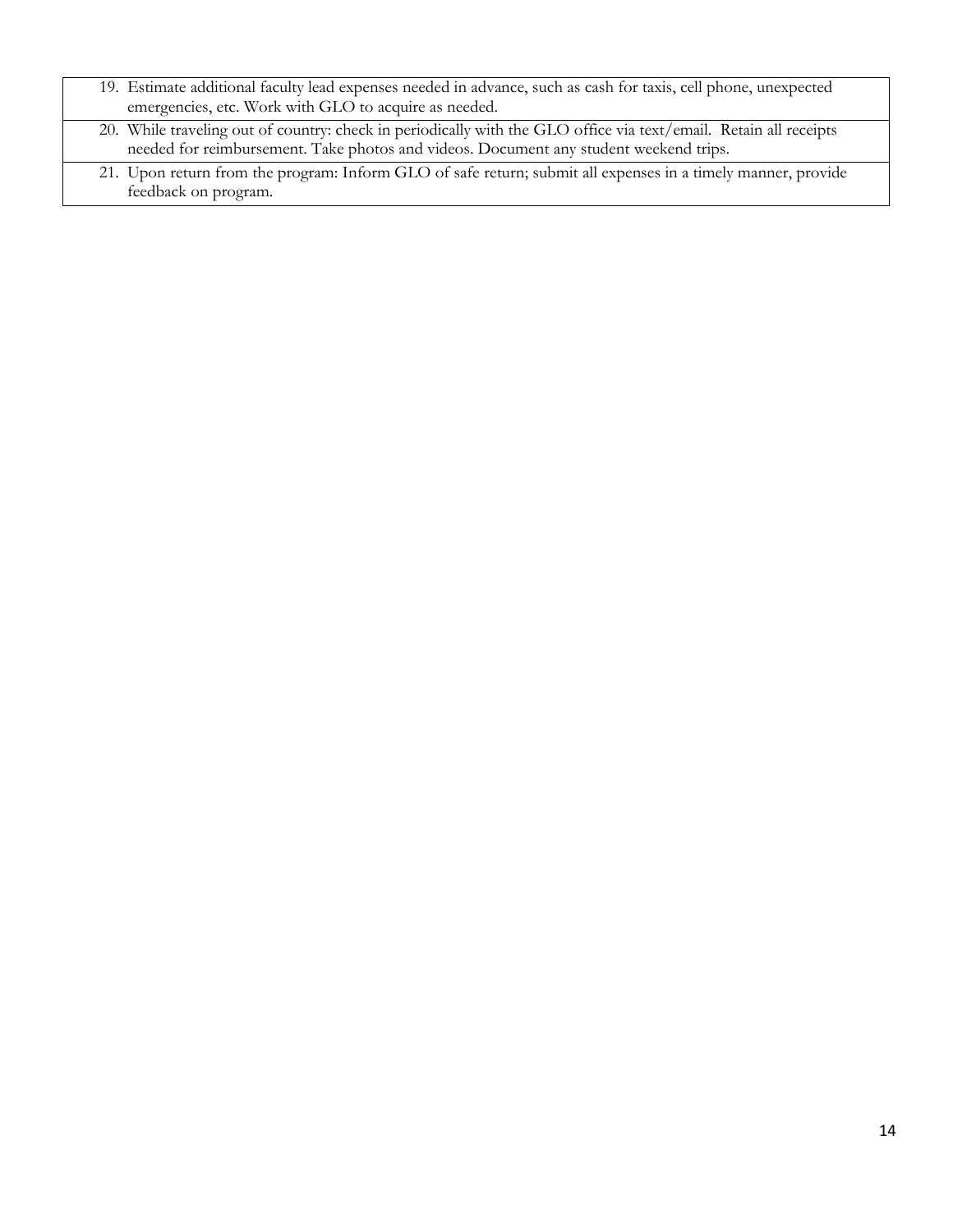| |
|---|
| 19. Estimate additional faculty lead expenses needed in advance, such as cash for taxis, cell phone, unexpected emergencies, etc. Work with GLO to acquire as needed. |
| 20. While traveling out of country: check in periodically with the GLO office via text/email. Retain all receipts needed for reimbursement. Take photos and videos. Document any student weekend trips. |
| 21. Upon return from the program: Inform GLO of safe return; submit all expenses in a timely manner, provide feedback on program. |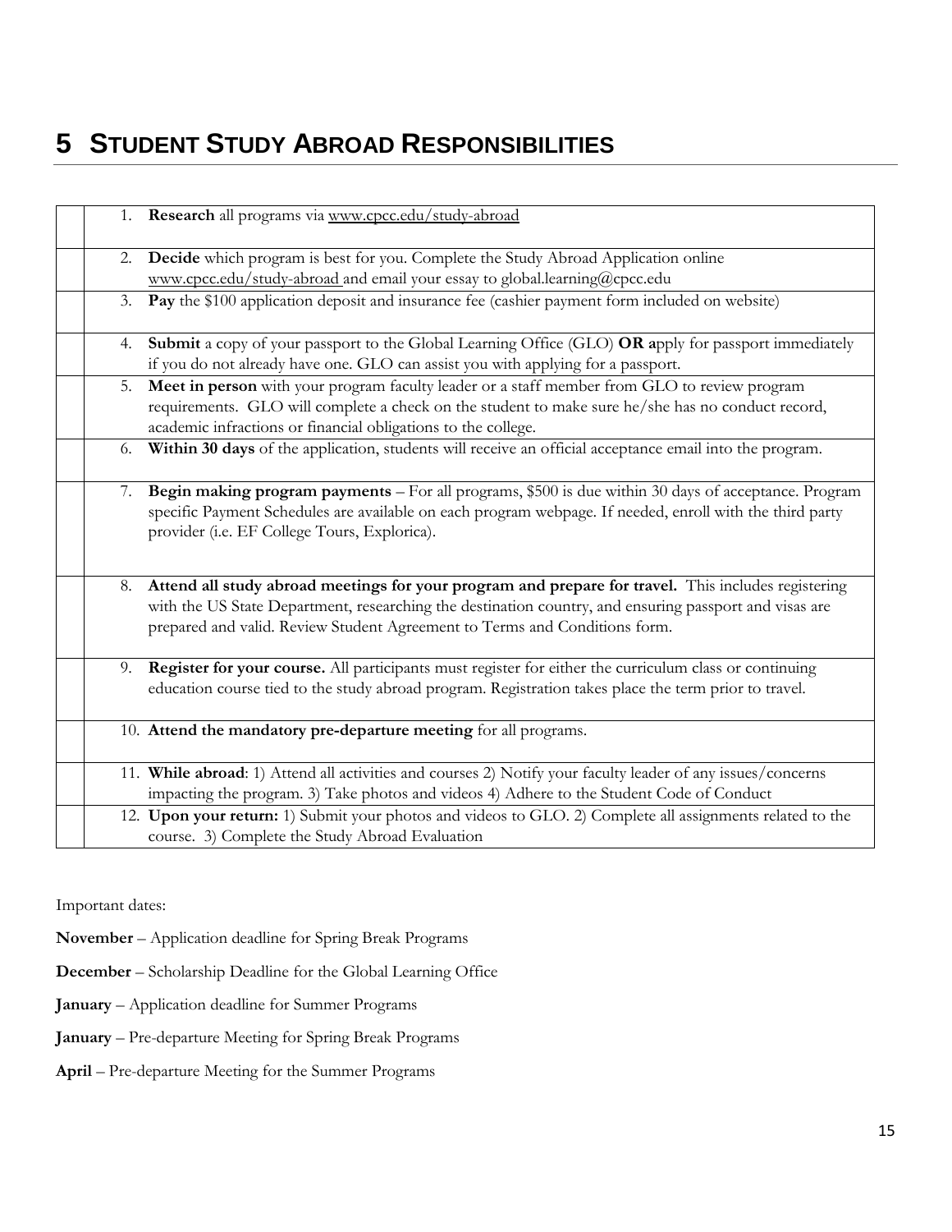# 5 STUDENT STUDY ABROAD RESPONSIBILITIES

| | |
|---|---|
| | 1. **Research** all programs via www.cpcc.edu/study-abroad |
| | 2. **Decide** which program is best for you. Complete the Study Abroad Application online www.cpcc.edu/study-abroad and email your essay to global.learning@cpcc.edu |
| | 3. **Pay** the $100 application deposit and insurance fee (cashier payment form included on website) |
| | 4. **Submit** a copy of your passport to the Global Learning Office (GLO) **OR a**pply for passport immediately if you do not already have one. GLO can assist you with applying for a passport. |
| | 5. **Meet in person** with your program faculty leader or a staff member from GLO to review program requirements. GLO will complete a check on the student to make sure he/she has no conduct record, academic infractions or financial obligations to the college. |
| | 6. **Within 30 days** of the application, students will receive an official acceptance email into the program. |
| | 7. **Begin making program payments** – For all programs, $500 is due within 30 days of acceptance. Program specific Payment Schedules are available on each program webpage. If needed, enroll with the third party provider (i.e. EF College Tours, Explorica). |
| | 8. **Attend all study abroad meetings for your program and prepare for travel.** This includes registering with the US State Department, researching the destination country, and ensuring passport and visas are prepared and valid. Review Student Agreement to Terms and Conditions form. |
| | 9. **Register for your course.** All participants must register for either the curriculum class or continuing education course tied to the study abroad program. Registration takes place the term prior to travel. |
| | 10. **Attend the mandatory pre-departure meeting** for all programs. |
| | 11. **While abroad**: 1) Attend all activities and courses 2) Notify your faculty leader of any issues/concerns impacting the program. 3) Take photos and videos 4) Adhere to the Student Code of Conduct |
| | 12. **Upon your return:** 1) Submit your photos and videos to GLO. 2) Complete all assignments related to the course. 3) Complete the Study Abroad Evaluation |

Important dates:

**November** – Application deadline for Spring Break Programs

**December** – Scholarship Deadline for the Global Learning Office

**January** – Application deadline for Summer Programs

**January** – Pre-departure Meeting for Spring Break Programs

**April** – Pre-departure Meeting for the Summer Programs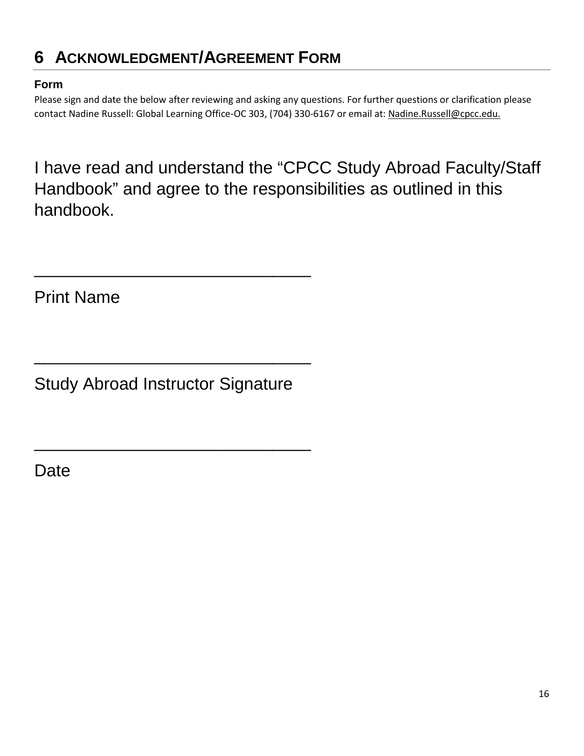# 6 ACKNOWLEDGMENT/AGREEMENT FORM

**Form**

Please sign and date the below after reviewing and asking any questions. For further questions or clarification please contact Nadine Russell: Global Learning Office-OC 303, (704) 330-6167 or email at: Nadine.Russell@cpcc.edu.

I have read and understand the "CPCC Study Abroad Faculty/Staff Handbook" and agree to the responsibilities as outlined in this handbook.

\_\_\_\_\_\_\_\_\_\_\_\_\_\_\_\_\_\_\_\_\_\_\_\_\_\_\_\_\_\_

Print Name

\_\_\_\_\_\_\_\_\_\_\_\_\_\_\_\_\_\_\_\_\_\_\_\_\_\_\_\_\_\_

Study Abroad Instructor Signature

\_\_\_\_\_\_\_\_\_\_\_\_\_\_\_\_\_\_\_\_\_\_\_\_\_\_\_\_\_\_

Date